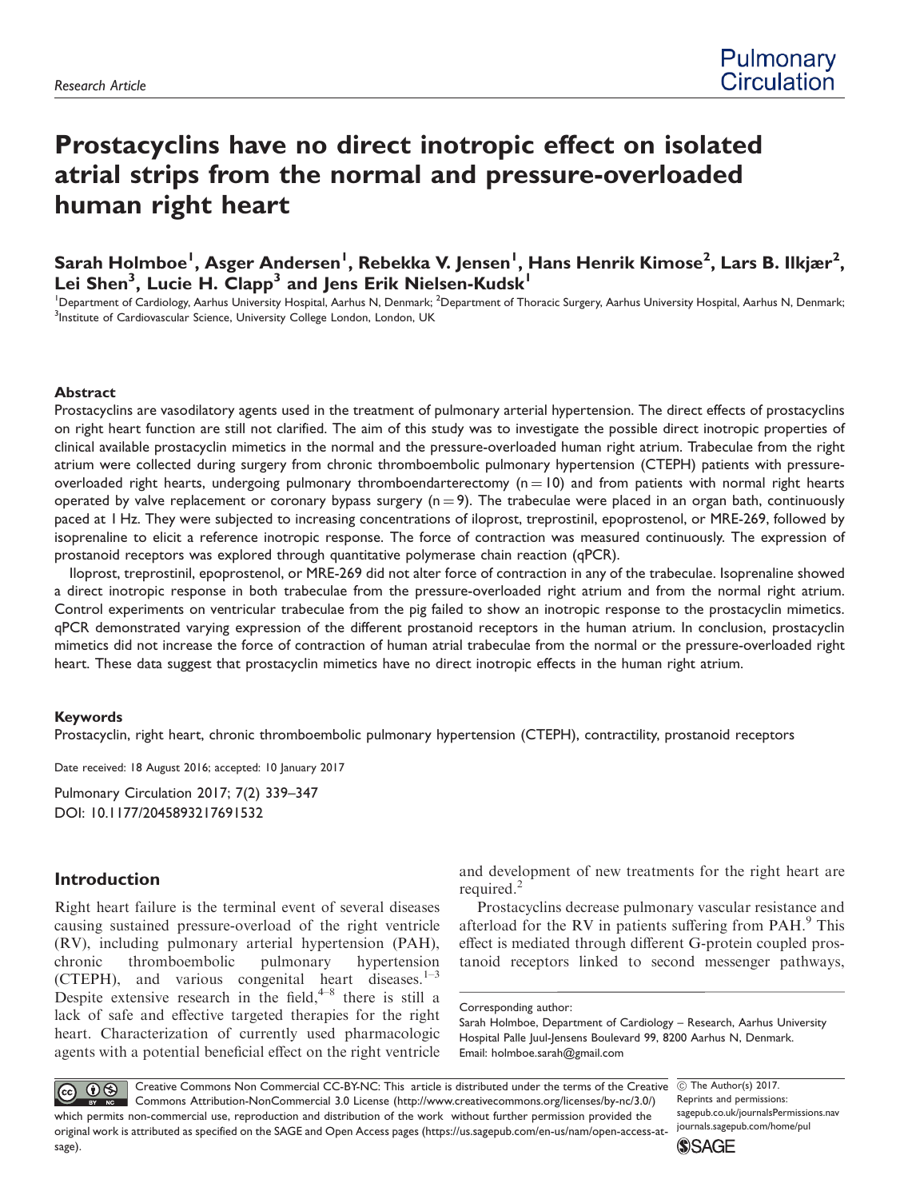Research Article

# Prostacyclins have no direct inotropic effect on isolated atrial strips from the normal and pressure-overloaded human right heart

Sarah Holmboe[1], Asger Andersen[1], Rebekka V. Jensen[1], Hans Henrik Kimose[2], Lars B. Ilkjær[2], Lei Shen[3], Lucie H. Clapp[3] and Jens Erik Nielsen-Kudsk[1]

[1]Department of Cardiology, Aarhus University Hospital, Aarhus N, Denmark; [2]Department of Thoracic Surgery, Aarhus University Hospital, Aarhus N, Denmark; [3]Institute of Cardiovascular Science, University College London, London, UK

## Abstract

Prostacyclins are vasodilatory agents used in the treatment of pulmonary arterial hypertension. The direct effects of prostacyclins on right heart function are still not clarified. The aim of this study was to investigate the possible direct inotropic properties of clinical available prostacyclin mimetics in the normal and the pressure-overloaded human right atrium. Trabeculae from the right atrium were collected during surgery from chronic thromboembolic pulmonary hypertension (CTEPH) patients with pressure-overloaded right hearts, undergoing pulmonary thromboendarterectomy ($n = 10$) and from patients with normal right hearts operated by valve replacement or coronary bypass surgery ($n = 9$). The trabeculae were placed in an organ bath, continuously paced at 1 Hz. They were subjected to increasing concentrations of iloprost, treprostinil, epoprostenol, or MRE-269, followed by isoprenaline to elicit a reference inotropic response. The force of contraction was measured continuously. The expression of prostanoid receptors was explored through quantitative polymerase chain reaction (qPCR).

Iloprost, treprostinil, epoprostenol, or MRE-269 did not alter force of contraction in any of the trabeculae. Isoprenaline showed a direct inotropic response in both trabeculae from the pressure-overloaded right atrium and from the normal right atrium. Control experiments on ventricular trabeculae from the pig failed to show an inotropic response to the prostacyclin mimetics. qPCR demonstrated varying expression of the different prostanoid receptors in the human atrium. In conclusion, prostacyclin mimetics did not increase the force of contraction of human atrial trabeculae from the normal or the pressure-overloaded right heart. These data suggest that prostacyclin mimetics have no direct inotropic effects in the human right atrium.

### Keywords

Prostacyclin, right heart, chronic thromboembolic pulmonary hypertension (CTEPH), contractility, prostanoid receptors

Date received: 18 August 2016; accepted: 10 January 2017

Pulmonary Circulation 2017; 7(2) 339–347
DOI: 10.1177/2045893217691532

## Introduction

Right heart failure is the terminal event of several diseases causing sustained pressure-overload of the right ventricle (RV), including pulmonary arterial hypertension (PAH), chronic thromboembolic pulmonary hypertension (CTEPH), and various congenital heart diseases.[1–3] Despite extensive research in the field,[4–8] there is still a lack of safe and effective targeted therapies for the right heart. Characterization of currently used pharmacologic agents with a potential beneficial effect on the right ventricle and development of new treatments for the right heart are required.[2]

Prostacyclins decrease pulmonary vascular resistance and afterload for the RV in patients suffering from PAH.[9] This effect is mediated through different G-protein coupled prostanoid receptors linked to second messenger pathways,

Corresponding author:
Sarah Holmboe, Department of Cardiology – Research, Aarhus University Hospital Palle Juul-Jensens Boulevard 99, 8200 Aarhus N, Denmark.
Email: holmboe.sarah@gmail.com

Creative Commons Non Commercial CC-BY-NC: This article is distributed under the terms of the Creative Commons Attribution-NonCommercial 3.0 License (http://www.creativecommons.org/licenses/by-nc/3.0/) which permits non-commercial use, reproduction and distribution of the work without further permission provided the original work is attributed as specified on the SAGE and Open Access pages (https://us.sagepub.com/en-us/nam/open-access-at-sage).

© The Author(s) 2017.
Reprints and permissions: sagepub.co.uk/journalsPermissions.nav
journals.sagepub.com/home/pul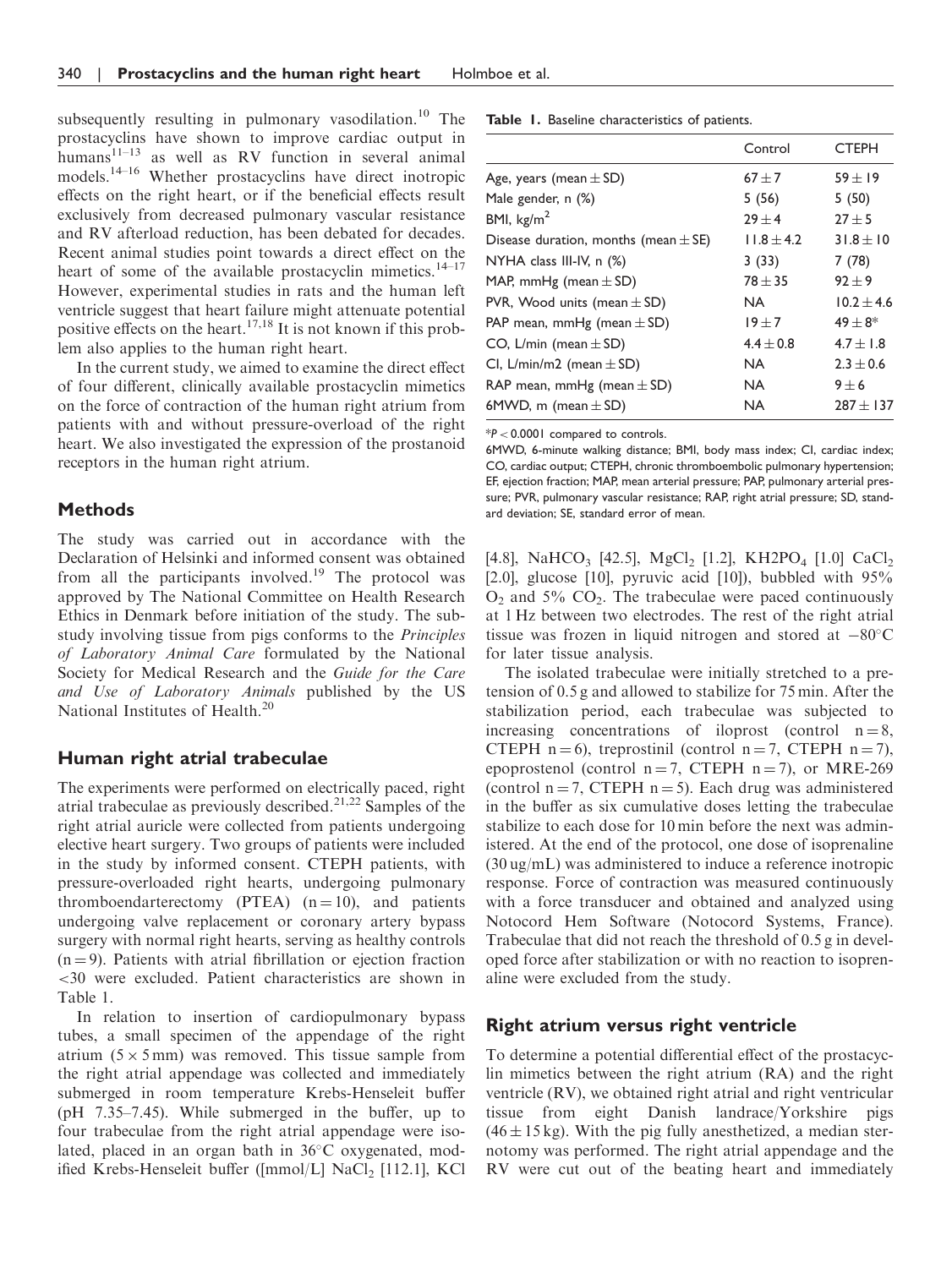subsequently resulting in pulmonary vasodilation.[10] The prostacyclins have shown to improve cardiac output in humans[11–13] as well as RV function in several animal models.[14–16] Whether prostacyclins have direct inotropic effects on the right heart, or if the beneficial effects result exclusively from decreased pulmonary vascular resistance and RV afterload reduction, has been debated for decades. Recent animal studies point towards a direct effect on the heart of some of the available prostacyclin mimetics.[14–17] However, experimental studies in rats and the human left ventricle suggest that heart failure might attenuate potential positive effects on the heart.[17,18] It is not known if this problem also applies to the human right heart.

In the current study, we aimed to examine the direct effect of four different, clinically available prostacyclin mimetics on the force of contraction of the human right atrium from patients with and without pressure-overload of the right heart. We also investigated the expression of the prostanoid receptors in the human right atrium.

## Methods

The study was carried out in accordance with the Declaration of Helsinki and informed consent was obtained from all the participants involved.[19] The protocol was approved by The National Committee on Health Research Ethics in Denmark before initiation of the study. The substudy involving tissue from pigs conforms to the *Principles of Laboratory Animal Care* formulated by the National Society for Medical Research and the *Guide for the Care and Use of Laboratory Animals* published by the US National Institutes of Health.[20]

## Human right atrial trabeculae

The experiments were performed on electrically paced, right atrial trabeculae as previously described.[21,22] Samples of the right atrial auricle were collected from patients undergoing elective heart surgery. Two groups of patients were included in the study by informed consent. CTEPH patients, with pressure-overloaded right hearts, undergoing pulmonary thromboendarterectomy (PTEA) (n = 10), and patients undergoing valve replacement or coronary artery bypass surgery with normal right hearts, serving as healthy controls (n = 9). Patients with atrial fibrillation or ejection fraction <30 were excluded. Patient characteristics are shown in Table 1.

In relation to insertion of cardiopulmonary bypass tubes, a small specimen of the appendage of the right atrium (5 × 5 mm) was removed. This tissue sample from the right atrial appendage was collected and immediately submerged in room temperature Krebs-Henseleit buffer (pH 7.35–7.45). While submerged in the buffer, up to four trabeculae from the right atrial appendage were isolated, placed in an organ bath in 36°C oxygenated, modified Krebs-Henseleit buffer ([mmol/L] $NaCl_2$ [112.1], KCl [4.8], $NaHCO_3$ [42.5], $MgCl_2$ [1.2], $KH2PO_4$ [1.0] $CaCl_2$ [2.0], glucose [10], pyruvic acid [10]), bubbled with 95% $O_2$ and 5% $CO_2$. The trabeculae were paced continuously at 1 Hz between two electrodes. The rest of the right atrial tissue was frozen in liquid nitrogen and stored at −80°C for later tissue analysis.

The isolated trabeculae were initially stretched to a pretension of 0.5 g and allowed to stabilize for 75 min. After the stabilization period, each trabeculae was subjected to increasing concentrations of iloprost (control n = 8, CTEPH n = 6), treprostinil (control n = 7, CTEPH n = 7), epoprostenol (control n = 7, CTEPH n = 7), or MRE-269 (control n = 7, CTEPH n = 5). Each drug was administered in the buffer as six cumulative doses letting the trabeculae stabilize to each dose for 10 min before the next was administered. At the end of the protocol, one dose of isoprenaline (30 ug/mL) was administered to induce a reference inotropic response. Force of contraction was measured continuously with a force transducer and obtained and analyzed using Notocord Hem Software (Notocord Systems, France). Trabeculae that did not reach the threshold of 0.5 g in developed force after stabilization or with no reaction to isoprenaline were excluded from the study.

**Table 1.** Baseline characteristics of patients.

| | Control | CTEPH |
|---|---|---|
| Age, years (mean ± SD) | 67 ± 7 | 59 ± 19 |
| Male gender, n (%) | 5 (56) | 5 (50) |
| BMI, kg/m$^2$ | 29 ± 4 | 27 ± 5 |
| Disease duration, months (mean ± SE) | 11.8 ± 4.2 | 31.8 ± 10 |
| NYHA class III-IV, n (%) | 3 (33) | 7 (78) |
| MAP, mmHg (mean ± SD) | 78 ± 35 | 92 ± 9 |
| PVR, Wood units (mean ± SD) | NA | 10.2 ± 4.6 |
| PAP mean, mmHg (mean ± SD) | 19 ± 7 | 49 ± 8* |
| CO, L/min (mean ± SD) | 4.4 ± 0.8 | 4.7 ± 1.8 |
| CI, L/min/m2 (mean ± SD) | NA | 2.3 ± 0.6 |
| RAP mean, mmHg (mean ± SD) | NA | 9 ± 6 |
| 6MWD, m (mean ± SD) | NA | 287 ± 137 |

*$P < 0.0001$ compared to controls.

6MWD, 6-minute walking distance; BMI, body mass index; CI, cardiac index; CO, cardiac output; CTEPH, chronic thromboembolic pulmonary hypertension; EF, ejection fraction; MAP, mean arterial pressure; PAP, pulmonary arterial pressure; PVR, pulmonary vascular resistance; RAP, right atrial pressure; SD, standard deviation; SE, standard error of mean.

## Right atrium versus right ventricle

To determine a potential differential effect of the prostacyclin mimetics between the right atrium (RA) and the right ventricle (RV), we obtained right atrial and right ventricular tissue from eight Danish landrace/Yorkshire pigs (46 ± 15 kg). With the pig fully anesthetized, a median sternotomy was performed. The right atrial appendage and the RV were cut out of the beating heart and immediately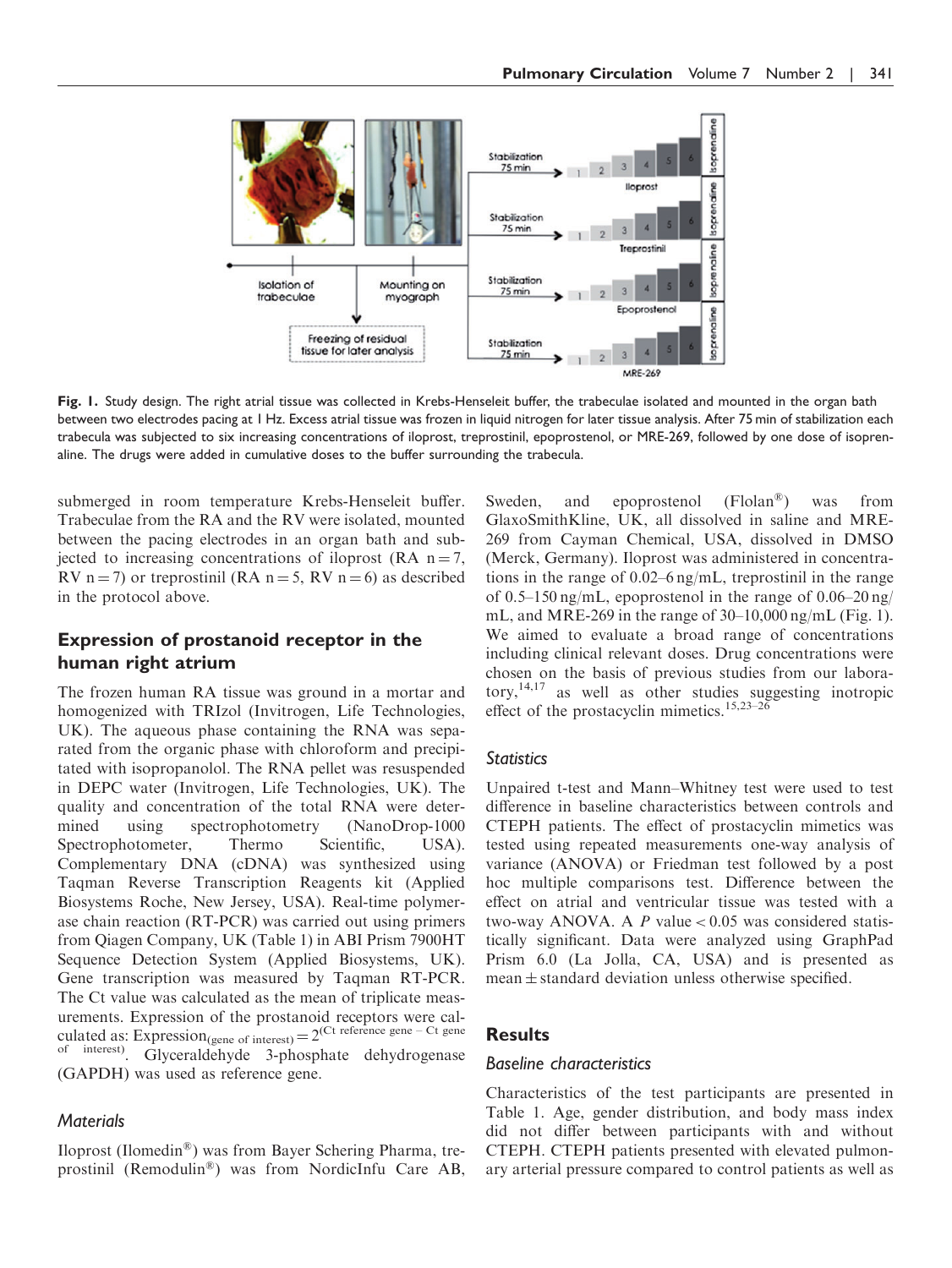Stabilization 75 min

1 2 3 4 5 6

Iloprost

Isoprenaline

Stabilization 75 min

1 2 3 4 5 6

Treprostinil

Isoprenaline

Stabilization 75 min

1 2 3 4 5 6

Epoprostenol

Isoprenaline

Stabilization 75 min

1 2 3 4 5 6

MRE-269

Isoprenaline

Isolation of trabeculae

Mounting on myograph

Freezing of residual tissue for later analysis

**Fig. 1.** Study design. The right atrial tissue was collected in Krebs-Henseleit buffer, the trabeculae isolated and mounted in the organ bath between two electrodes pacing at 1 Hz. Excess atrial tissue was frozen in liquid nitrogen for later tissue analysis. After 75 min of stabilization each trabecula was subjected to six increasing concentrations of iloprost, treprostinil, epoprostenol, or MRE-269, followed by one dose of isoprenaline. The drugs were added in cumulative doses to the buffer surrounding the trabecula.

submerged in room temperature Krebs-Henseleit buffer. Trabeculae from the RA and the RV were isolated, mounted between the pacing electrodes in an organ bath and subjected to increasing concentrations of iloprost (RA $n = 7$, RV $n = 7$) or treprostinil (RA $n = 5$, RV $n = 6$) as described in the protocol above.

## Expression of prostanoid receptor in the human right atrium

The frozen human RA tissue was ground in a mortar and homogenized with TRIzol (Invitrogen, Life Technologies, UK). The aqueous phase containing the RNA was separated from the organic phase with chloroform and precipitated with isopropanolol. The RNA pellet was resuspended in DEPC water (Invitrogen, Life Technologies, UK). The quality and concentration of the total RNA were determined using spectrophotometry (NanoDrop-1000 Spectrophotometer, Thermo Scientific, USA). Complementary DNA (cDNA) was synthesized using Taqman Reverse Transcription Reagents kit (Applied Biosystems Roche, New Jersey, USA). Real-time polymerase chain reaction (RT-PCR) was carried out using primers from Qiagen Company, UK (Table 1) in ABI Prism 7900HT Sequence Detection System (Applied Biosystems, UK). Gene transcription was measured by Taqman RT-PCR. The Ct value was calculated as the mean of triplicate measurements. Expression of the prostanoid receptors were calculated as: $\text{Expression}_{(\text{gene of interest})} = 2^{(\text{Ct reference gene} - \text{Ct gene of interest})}$. Glyceraldehyde 3-phosphate dehydrogenase (GAPDH) was used as reference gene.

### Materials

Iloprost (Ilomedin®) was from Bayer Schering Pharma, treprostinil (Remodulin®) was from NordicInfu Care AB, Sweden, and epoprostenol (Flolan®) was from GlaxoSmithKline, UK, all dissolved in saline and MRE-269 from Cayman Chemical, USA, dissolved in DMSO (Merck, Germany). Iloprost was administered in concentrations in the range of 0.02–6 ng/mL, treprostinil in the range of 0.5–150 ng/mL, epoprostenol in the range of 0.06–20 ng/mL, and MRE-269 in the range of 30–10,000 ng/mL (Fig. 1). We aimed to evaluate a broad range of concentrations including clinical relevant doses. Drug concentrations were chosen on the basis of previous studies from our laboratory,[14,17] as well as other studies suggesting inotropic effect of the prostacyclin mimetics.[15,23–26]

### Statistics

Unpaired t-test and Mann–Whitney test were used to test difference in baseline characteristics between controls and CTEPH patients. The effect of prostacyclin mimetics was tested using repeated measurements one-way analysis of variance (ANOVA) or Friedman test followed by a post hoc multiple comparisons test. Difference between the effect on atrial and ventricular tissue was tested with a two-way ANOVA. A $P$ value $< 0.05$ was considered statistically significant. Data were analyzed using GraphPad Prism 6.0 (La Jolla, CA, USA) and is presented as mean ± standard deviation unless otherwise specified.

## Results

### Baseline characteristics

Characteristics of the test participants are presented in Table 1. Age, gender distribution, and body mass index did not differ between participants with and without CTEPH. CTEPH patients presented with elevated pulmonary arterial pressure compared to control patients as well as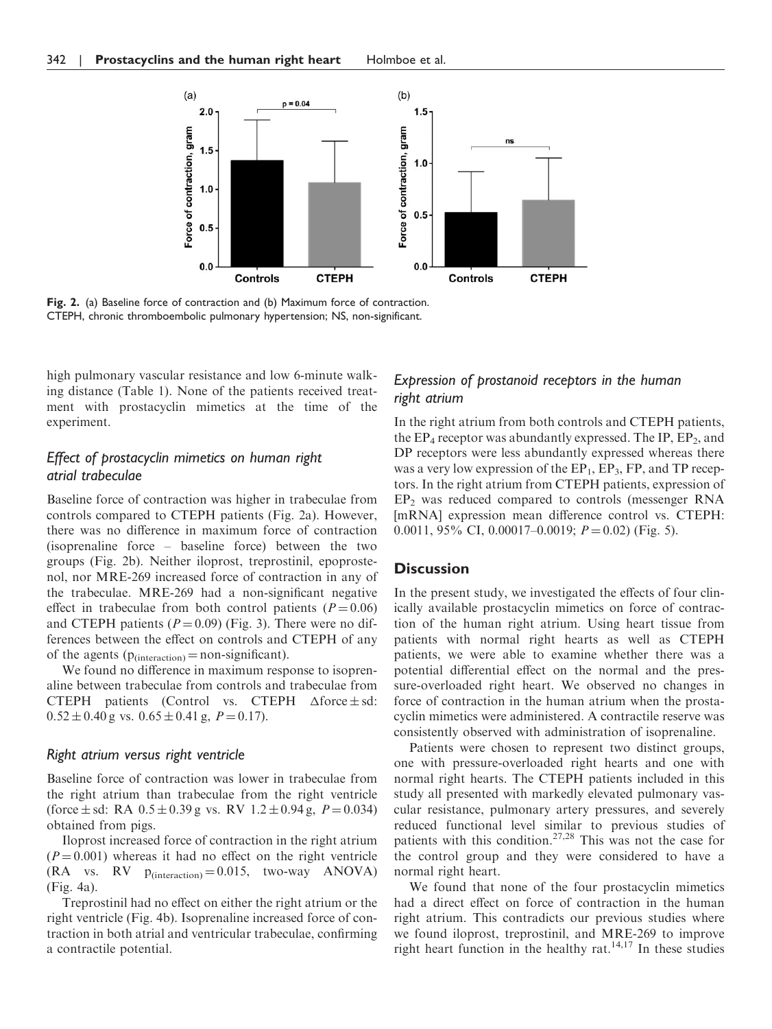(a)

p = 0.04

2.0

1.5

1.0

0.5

0.0

Force of contraction, gram

Controls

CTEPH

(b)

1.5

1.0

0.5

0.0

Force of contraction, gram

ns

Controls

CTEPH

**Fig. 2.** (a) Baseline force of contraction and (b) Maximum force of contraction. CTEPH, chronic thromboembolic pulmonary hypertension; NS, non-significant.

high pulmonary vascular resistance and low 6-minute walking distance (Table 1). None of the patients received treatment with prostacyclin mimetics at the time of the experiment.

### *Effect of prostacyclin mimetics on human right atrial trabeculae*

Baseline force of contraction was higher in trabeculae from controls compared to CTEPH patients (Fig. 2a). However, there was no difference in maximum force of contraction (isoprenaline force – baseline force) between the two groups (Fig. 2b). Neither iloprost, treprostinil, epoprostenol, nor MRE-269 increased force of contraction in any of the trabeculae. MRE-269 had a non-significant negative effect in trabeculae from both control patients ($P = 0.06$) and CTEPH patients ($P = 0.09$) (Fig. 3). There were no differences between the effect on controls and CTEPH of any of the agents ($p_{(interaction)}$ = non-significant).

We found no difference in maximum response to isoprenaline between trabeculae from controls and trabeculae from CTEPH patients (Control vs. CTEPH $\Delta$force $\pm$ sd: $0.52 \pm 0.40$ g vs. $0.65 \pm 0.41$ g, $P = 0.17$).

### *Right atrium versus right ventricle*

Baseline force of contraction was lower in trabeculae from the right atrium than trabeculae from the right ventricle (force $\pm$ sd: RA $0.5 \pm 0.39$ g vs. RV $1.2 \pm 0.94$ g, $P = 0.034$) obtained from pigs.

Iloprost increased force of contraction in the right atrium ($P = 0.001$) whereas it had no effect on the right ventricle (RA vs. RV $p_{(interaction)} = 0.015$, two-way ANOVA) (Fig. 4a).

Treprostinil had no effect on either the right atrium or the right ventricle (Fig. 4b). Isoprenaline increased force of contraction in both atrial and ventricular trabeculae, confirming a contractile potential.

### *Expression of prostanoid receptors in the human right atrium*

In the right atrium from both controls and CTEPH patients, the $EP_4$ receptor was abundantly expressed. The IP, $EP_2$, and DP receptors were less abundantly expressed whereas there was a very low expression of the $EP_1$, $EP_3$, FP, and TP receptors. In the right atrium from CTEPH patients, expression of $EP_2$ was reduced compared to controls (messenger RNA [mRNA] expression mean difference control vs. CTEPH: 0.0011, 95% CI, 0.00017–0.0019; $P = 0.02$) (Fig. 5).

## Discussion

In the present study, we investigated the effects of four clinically available prostacyclin mimetics on force of contraction of the human right atrium. Using heart tissue from patients with normal right hearts as well as CTEPH patients, we were able to examine whether there was a potential differential effect on the normal and the pressure-overloaded right heart. We observed no changes in force of contraction in the human atrium when the prostacyclin mimetics were administered. A contractile reserve was consistently observed with administration of isoprenaline.

Patients were chosen to represent two distinct groups, one with pressure-overloaded right hearts and one with normal right hearts. The CTEPH patients included in this study all presented with markedly elevated pulmonary vascular resistance, pulmonary artery pressures, and severely reduced functional level similar to previous studies of patients with this condition.[27,28] This was not the case for the control group and they were considered to have a normal right heart.

We found that none of the four prostacyclin mimetics had a direct effect on force of contraction in the human right atrium. This contradicts our previous studies where we found iloprost, treprostinil, and MRE-269 to improve right heart function in the healthy rat.[14,17] In these studies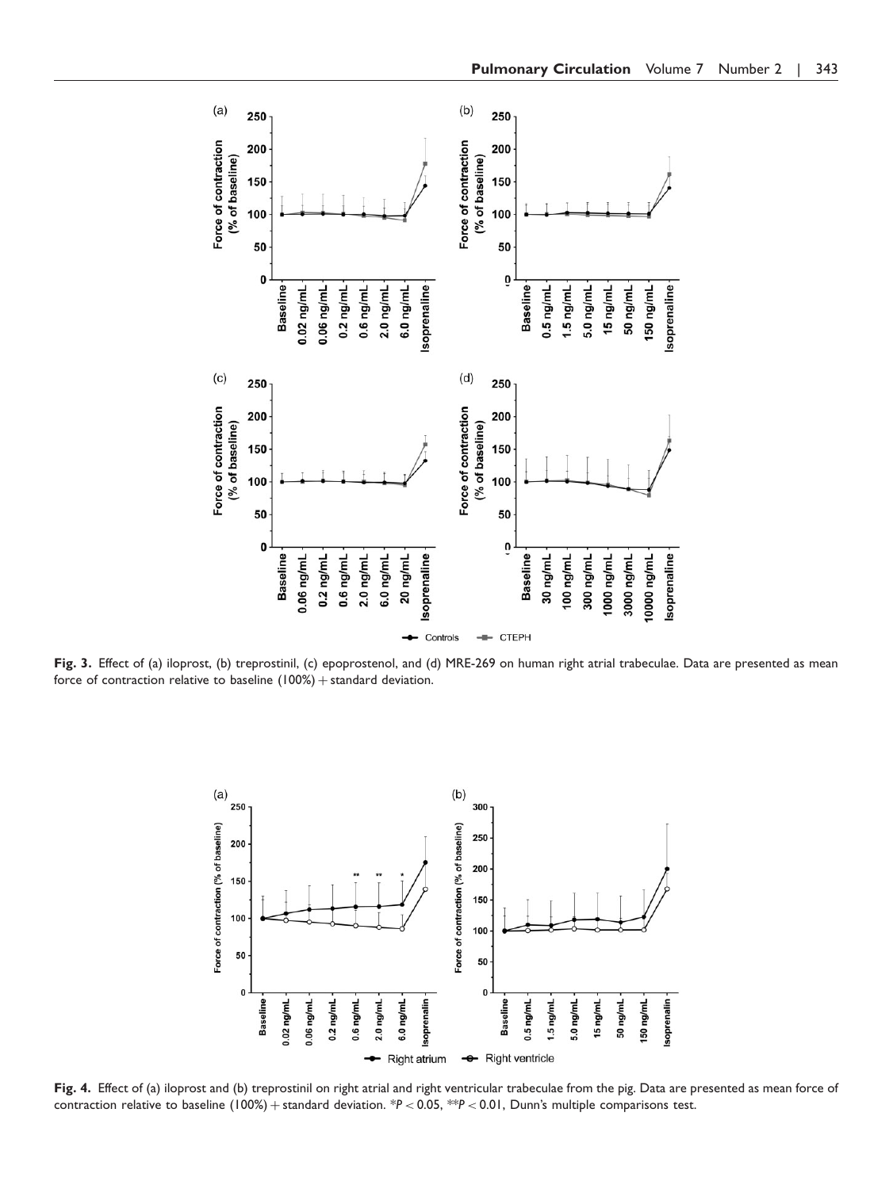(a)

Force of contraction (% of baseline)

250
200
150
100
50
0

Baseline
0.02 ng/mL
0.06 ng/mL
0.2 ng/mL
0.6 ng/mL
2.0 ng/mL
6.0 ng/mL
Isoprenaline

(b)

Force of contraction (% of baseline)

250
200
150
100
50
0

Baseline
0.5 ng/mL
1.5 ng/mL
5.0 ng/mL
15 ng/mL
50 ng/mL
150 ng/mL
Isoprenaline

(c)

Force of contraction (% of baseline)

250
200
150
100
50
0

Baseline
0.06 ng/mL
0.2 ng/mL
0.6 ng/mL
2.0 ng/mL
6.0 ng/mL
20 ng/mL
Isoprenaline

(d)

Force of contraction (% of baseline)

250
200
150
100
50
0

Baseline
30 ng/mL
100 ng/mL
300 ng/mL
1000 ng/mL
3000 ng/mL
10000 ng/mL
Isoprenaline

Controls
CTEPH

**Fig. 3.** Effect of (a) iloprost, (b) treprostinil, (c) epoprostenol, and (d) MRE-269 on human right atrial trabeculae. Data are presented as mean force of contraction relative to baseline (100%) + standard deviation.

(a)

Force of contraction (% of baseline)

250
200
150
100
50
0

**
**
*

Baseline
0.02 ng/mL
0.06 ng/mL
0.2 ng/mL
0.6 ng/mL
2.0 ng/mL
6.0 ng/mL
Isoprenalin

(b)

Force of contraction (% of baseline)

300
250
200
150
100
50
0

Baseline
0.5 ng/mL
1.5 ng/mL
5.0 ng/mL
15 ng/mL
50 ng/mL
150 ng/mL
Isoprenalin

Right atrium
Right ventricle

**Fig. 4.** Effect of (a) iloprost and (b) treprostinil on right atrial and right ventricular trabeculae from the pig. Data are presented as mean force of contraction relative to baseline (100%) + standard deviation. $*P < 0.05$, $**P < 0.01$, Dunn's multiple comparisons test.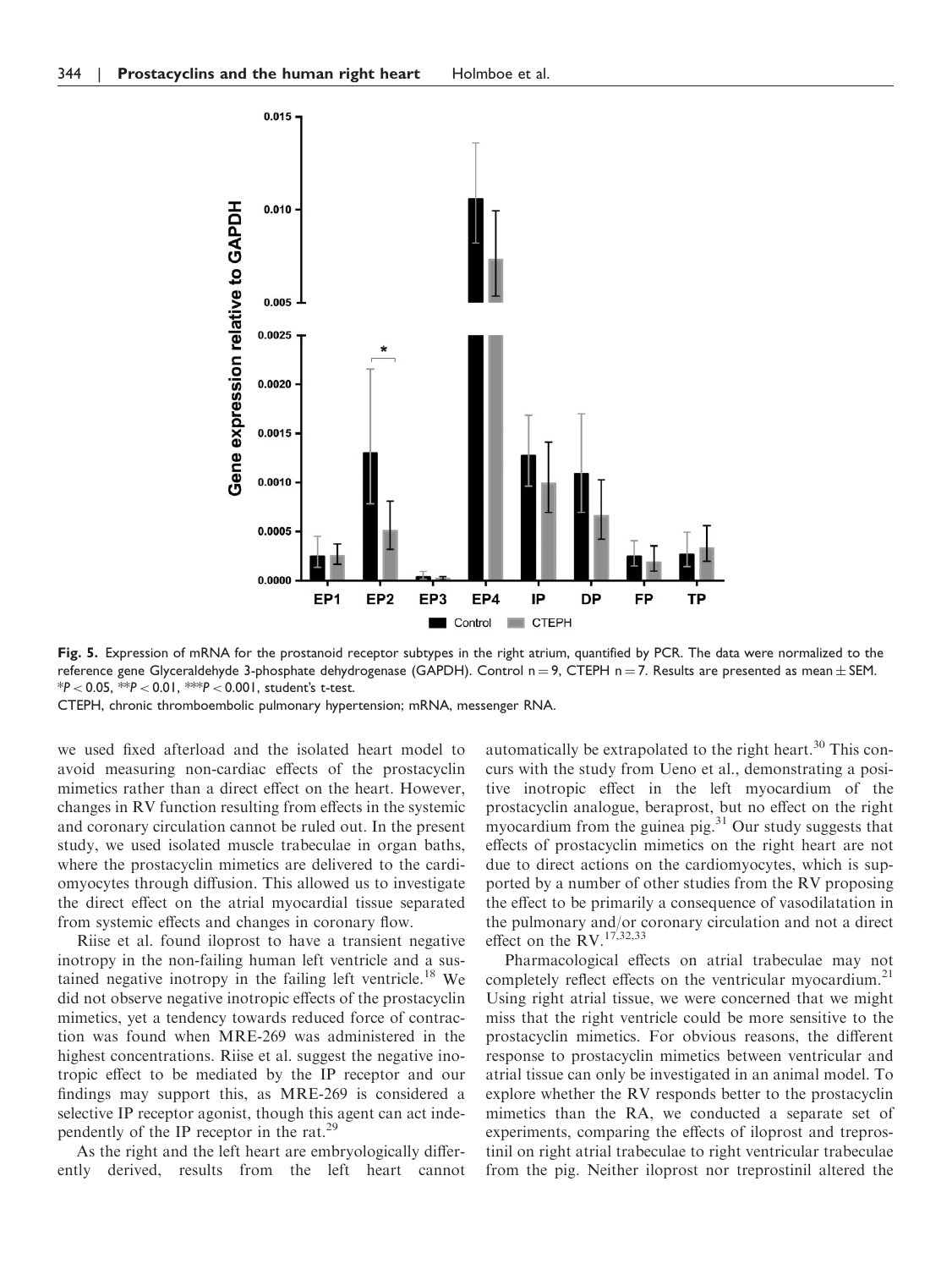0.015

0.010

0.005

0.0025

0.0020

0.0015

0.0010

0.0005

0.0000

Gene expression relative to GAPDH

*

EP1 EP2 EP3 EP4 IP DP FP TP

Control CTEPH

**Fig. 5.** Expression of mRNA for the prostanoid receptor subtypes in the right atrium, quantified by PCR. The data were normalized to the reference gene Glyceraldehyde 3-phosphate dehydrogenase (GAPDH). Control n = 9, CTEPH n = 7. Results are presented as mean ± SEM. *$P < 0.05$, **$P < 0.01$, ***$P < 0.001$, student's t-test.
CTEPH, chronic thromboembolic pulmonary hypertension; mRNA, messenger RNA.

we used fixed afterload and the isolated heart model to avoid measuring non-cardiac effects of the prostacyclin mimetics rather than a direct effect on the heart. However, changes in RV function resulting from effects in the systemic and coronary circulation cannot be ruled out. In the present study, we used isolated muscle trabeculae in organ baths, where the prostacyclin mimetics are delivered to the cardiomyocytes through diffusion. This allowed us to investigate the direct effect on the atrial myocardial tissue separated from systemic effects and changes in coronary flow.

Riise et al. found iloprost to have a transient negative inotropy in the non-failing human left ventricle and a sustained negative inotropy in the failing left ventricle.[18] We did not observe negative inotropic effects of the prostacyclin mimetics, yet a tendency towards reduced force of contraction was found when MRE-269 was administered in the highest concentrations. Riise et al. suggest the negative inotropic effect to be mediated by the IP receptor and our findings may support this, as MRE-269 is considered a selective IP receptor agonist, though this agent can act independently of the IP receptor in the rat.[29]

As the right and the left heart are embryologically differently derived, results from the left heart cannot automatically be extrapolated to the right heart.[30] This concurs with the study from Ueno et al., demonstrating a positive inotropic effect in the left myocardium of the prostacyclin analogue, beraprost, but no effect on the right myocardium from the guinea pig.[31] Our study suggests that effects of prostacyclin mimetics on the right heart are not due to direct actions on the cardiomyocytes, which is supported by a number of other studies from the RV proposing the effect to be primarily a consequence of vasodilatation in the pulmonary and/or coronary circulation and not a direct effect on the RV.[17,32,33]

Pharmacological effects on atrial trabeculae may not completely reflect effects on the ventricular myocardium.[21] Using right atrial tissue, we were concerned that we might miss that the right ventricle could be more sensitive to the prostacyclin mimetics. For obvious reasons, the different response to prostacyclin mimetics between ventricular and atrial tissue can only be investigated in an animal model. To explore whether the RV responds better to the prostacyclin mimetics than the RA, we conducted a separate set of experiments, comparing the effects of iloprost and treprostinil on right atrial trabeculae to right ventricular trabeculae from the pig. Neither iloprost nor treprostinil altered the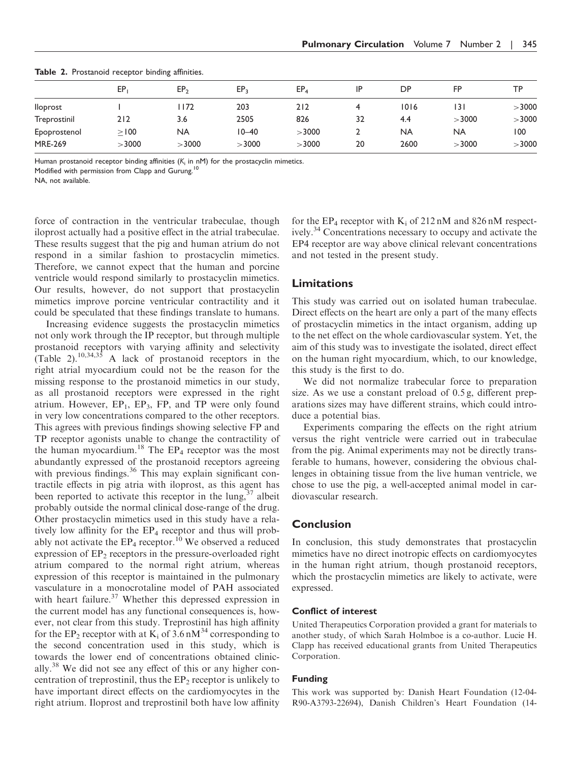**Table 2.** Prostanoid receptor binding affinities.

| | $EP_1$ | $EP_2$ | $EP_3$ | $EP_4$ | IP | DP | FP | TP |
|---|---|---|---|---|---|---|---|---|
| Iloprost | 1 | 1172 | 203 | 212 | 4 | 1016 | 131 | >3000 |
| Treprostinil | 212 | 3.6 | 2505 | 826 | 32 | 4.4 | >3000 | >3000 |
| Epoprostenol | ≥100 | NA | 10–40 | >3000 | 2 | NA | NA | 100 |
| MRE-269 | >3000 | >3000 | >3000 | >3000 | 20 | 2600 | >3000 | >3000 |

Human prostanoid receptor binding affinities ($K_i$ in nM) for the prostacyclin mimetics.
Modified with permission from Clapp and Gurung.[10]
NA, not available.

force of contraction in the ventricular trabeculae, though iloprost actually had a positive effect in the atrial trabeculae. These results suggest that the pig and human atrium do not respond in a similar fashion to prostacyclin mimetics. Therefore, we cannot expect that the human and porcine ventricle would respond similarly to prostacyclin mimetics. Our results, however, do not support that prostacyclin mimetics improve porcine ventricular contractility and it could be speculated that these findings translate to humans.

Increasing evidence suggests the prostacyclin mimetics not only work through the IP receptor, but through multiple prostanoid receptors with varying affinity and selectivity (Table 2).[10,34,35] A lack of prostanoid receptors in the right atrial myocardium could not be the reason for the missing response to the prostanoid mimetics in our study, as all prostanoid receptors were expressed in the right atrium. However, $EP_1$, $EP_3$, FP, and TP were only found in very low concentrations compared to the other receptors. This agrees with previous findings showing selective FP and TP receptor agonists unable to change the contractility of the human myocardium.[18] The $EP_4$ receptor was the most abundantly expressed of the prostanoid receptors agreeing with previous findings.[36] This may explain significant contractile effects in pig atria with iloprost, as this agent has been reported to activate this receptor in the lung,[37] albeit probably outside the normal clinical dose-range of the drug. Other prostacyclin mimetics used in this study have a relatively low affinity for the $EP_4$ receptor and thus will probably not activate the $EP_4$ receptor.[10] We observed a reduced expression of $EP_2$ receptors in the pressure-overloaded right atrium compared to the normal right atrium, whereas expression of this receptor is maintained in the pulmonary vasculature in a monocrotaline model of PAH associated with heart failure.[37] Whether this depressed expression in the current model has any functional consequences is, however, not clear from this study. Treprostinil has high affinity for the $EP_2$ receptor with at $K_i$ of 3.6 nM[34] corresponding to the second concentration used in this study, which is towards the lower end of concentrations obtained clinically.[38] We did not see any effect of this or any higher concentration of treprostinil, thus the $EP_2$ receptor is unlikely to have important direct effects on the cardiomyocytes in the right atrium. Iloprost and treprostinil both have low affinity for the $EP_4$ receptor with $K_i$ of 212 nM and 826 nM respectively.[34] Concentrations necessary to occupy and activate the EP4 receptor are way above clinical relevant concentrations and not tested in the present study.

## Limitations

This study was carried out on isolated human trabeculae. Direct effects on the heart are only a part of the many effects of prostacyclin mimetics in the intact organism, adding up to the net effect on the whole cardiovascular system. Yet, the aim of this study was to investigate the isolated, direct effect on the human right myocardium, which, to our knowledge, this study is the first to do.

We did not normalize trabecular force to preparation size. As we use a constant preload of 0.5 g, different preparations sizes may have different strains, which could introduce a potential bias.

Experiments comparing the effects on the right atrium versus the right ventricle were carried out in trabeculae from the pig. Animal experiments may not be directly transferable to humans, however, considering the obvious challenges in obtaining tissue from the live human ventricle, we chose to use the pig, a well-accepted animal model in cardiovascular research.

## Conclusion

In conclusion, this study demonstrates that prostacyclin mimetics have no direct inotropic effects on cardiomyocytes in the human right atrium, though prostanoid receptors, which the prostacyclin mimetics are likely to activate, were expressed.

### Conflict of interest

United Therapeutics Corporation provided a grant for materials to another study, of which Sarah Holmboe is a co-author. Lucie H. Clapp has received educational grants from United Therapeutics Corporation.

### Funding

This work was supported by: Danish Heart Foundation (12-04-R90-A3793-22694), Danish Children's Heart Foundation (14-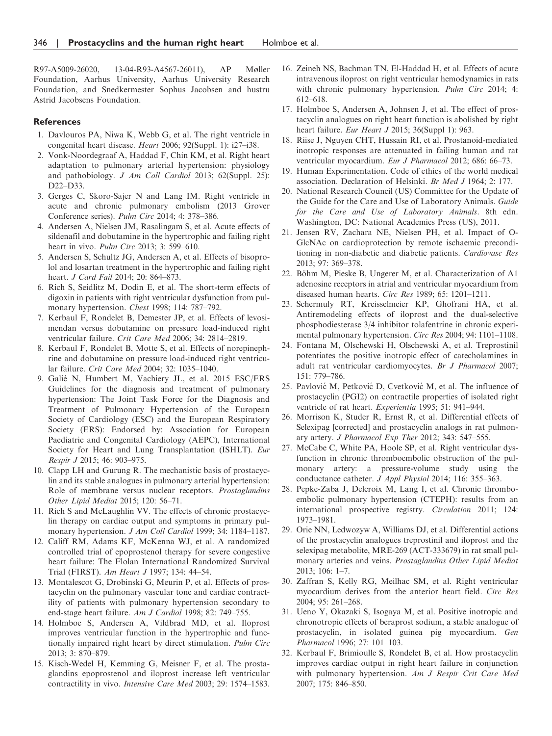R97-A5009-26020, 13-04-R93-A4567-26011), AP Møller Foundation, Aarhus University, Aarhus University Research Foundation, and Snedkermester Sophus Jacobsen and hustru Astrid Jacobsens Foundation.

## References

1. Davlouros PA, Niwa K, Webb G, et al. The right ventricle in congenital heart disease. *Heart* 2006; 92(Suppl. 1): i27–i38.
2. Vonk-Noordegraaf A, Haddad F, Chin KM, et al. Right heart adaptation to pulmonary arterial hypertension: physiology and pathobiology. *J Am Coll Cardiol* 2013; 62(Suppl. 25): D22–D33.
3. Gerges C, Skoro-Sajer N and Lang IM. Right ventricle in acute and chronic pulmonary embolism (2013 Grover Conference series). *Pulm Circ* 2014; 4: 378–386.
4. Andersen A, Nielsen JM, Rasalingam S, et al. Acute effects of sildenafil and dobutamine in the hypertrophic and failing right heart in vivo. *Pulm Circ* 2013; 3: 599–610.
5. Andersen S, Schultz JG, Andersen A, et al. Effects of bisoprolol and losartan treatment in the hypertrophic and failing right heart. *J Card Fail* 2014; 20: 864–873.
6. Rich S, Seidlitz M, Dodin E, et al. The short-term effects of digoxin in patients with right ventricular dysfunction from pulmonary hypertension. *Chest* 1998; 114: 787–792.
7. Kerbaul F, Rondelet B, Demester JP, et al. Effects of levosimendan versus dobutamine on pressure load-induced right ventricular failure. *Crit Care Med* 2006; 34: 2814–2819.
8. Kerbaul F, Rondelet B, Motte S, et al. Effects of norepinephrine and dobutamine on pressure load-induced right ventricular failure. *Crit Care Med* 2004; 32: 1035–1040.
9. Galiè N, Humbert M, Vachiery JL, et al. 2015 ESC/ERS Guidelines for the diagnosis and treatment of pulmonary hypertension: The Joint Task Force for the Diagnosis and Treatment of Pulmonary Hypertension of the European Society of Cardiology (ESC) and the European Respiratory Society (ERS): Endorsed by: Association for European Paediatric and Congenital Cardiology (AEPC), International Society for Heart and Lung Transplantation (ISHLT). *Eur Respir J* 2015; 46: 903–975.
10. Clapp LH and Gurung R. The mechanistic basis of prostacyclin and its stable analogues in pulmonary arterial hypertension: Role of membrane versus nuclear receptors. *Prostaglandins Other Lipid Mediat* 2015; 120: 56–71.
11. Rich S and McLaughlin VV. The effects of chronic prostacyclin therapy on cardiac output and symptoms in primary pulmonary hypertension. *J Am Coll Cardiol* 1999; 34: 1184–1187.
12. Califf RM, Adams KF, McKenna WJ, et al. A randomized controlled trial of epoprostenol therapy for severe congestive heart failure: The Flolan International Randomized Survival Trial (FIRST). *Am Heart J* 1997; 134: 44–54.
13. Montalescot G, Drobinski G, Meurin P, et al. Effects of prostacyclin on the pulmonary vascular tone and cardiac contractility of patients with pulmonary hypertension secondary to end-stage heart failure. *Am J Cardiol* 1998; 82: 749–755.
14. Holmboe S, Andersen A, Vildbrad MD, et al. Iloprost improves ventricular function in the hypertrophic and functionally impaired right heart by direct stimulation. *Pulm Circ* 2013; 3: 870–879.
15. Kisch-Wedel H, Kemming G, Meisner F, et al. The prostaglandins epoprostenol and iloprost increase left ventricular contractility in vivo. *Intensive Care Med* 2003; 29: 1574–1583.
16. Zeineh NS, Bachman TN, El-Haddad H, et al. Effects of acute intravenous iloprost on right ventricular hemodynamics in rats with chronic pulmonary hypertension. *Pulm Circ* 2014; 4: 612–618.
17. Holmboe S, Andersen A, Johnsen J, et al. The effect of prostacyclin analogues on right heart function is abolished by right heart failure. *Eur Heart J* 2015; 36(Suppl 1): 963.
18. Riise J, Nguyen CHT, Hussain RI, et al. Prostanoid-mediated inotropic responses are attenuated in failing human and rat ventricular myocardium. *Eur J Pharmacol* 2012; 686: 66–73.
19. Human Experimentation. Code of ethics of the world medical association. Declaration of Helsinki. *Br Med J* 1964; 2: 177.
20. National Research Council (US) Committee for the Update of the Guide for the Care and Use of Laboratory Animals. *Guide for the Care and Use of Laboratory Animals*. 8th edn. Washington, DC: National Academies Press (US), 2011.
21. Jensen RV, Zachara NE, Nielsen PH, et al. Impact of O-GlcNAc on cardioprotection by remote ischaemic preconditioning in non-diabetic and diabetic patients. *Cardiovasc Res* 2013; 97: 369–378.
22. Böhm M, Pieske B, Ungerer M, et al. Characterization of A1 adenosine receptors in atrial and ventricular myocardium from diseased human hearts. *Circ Res* 1989; 65: 1201–1211.
23. Schermuly RT, Kreisselmeier KP, Ghofrani HA, et al. Antiremodeling effects of iloprost and the dual-selective phosphodiesterase 3/4 inhibitor tolafentrine in chronic experimental pulmonary hypertension. *Circ Res* 2004; 94: 1101–1108.
24. Fontana M, Olschewski H, Olschewski A, et al. Treprostinil potentiates the positive inotropic effect of catecholamines in adult rat ventricular cardiomyocytes. *Br J Pharmacol* 2007; 151: 779–786.
25. Pavlović M, Petković D, Cvetković M, et al. The influence of prostacyclin (PGI2) on contractile properties of isolated right ventricle of rat heart. *Experientia* 1995; 51: 941–944.
26. Morrison K, Studer R, Ernst R, et al. Differential effects of Selexipag [corrected] and prostacyclin analogs in rat pulmonary artery. *J Pharmacol Exp Ther* 2012; 343: 547–555.
27. McCabe C, White PA, Hoole SP, et al. Right ventricular dysfunction in chronic thromboembolic obstruction of the pulmonary artery: a pressure-volume study using the conductance catheter. *J Appl Physiol* 2014; 116: 355–363.
28. Pepke-Zaba J, Delcroix M, Lang I, et al. Chronic thromboembolic pulmonary hypertension (CTEPH): results from an international prospective registry. *Circulation* 2011; 124: 1973–1981.
29. Orie NN, Ledwozyw A, Williams DJ, et al. Differential actions of the prostacyclin analogues treprostinil and iloprost and the selexipag metabolite, MRE-269 (ACT-333679) in rat small pulmonary arteries and veins. *Prostaglandins Other Lipid Mediat* 2013; 106: 1–7.
30. Zaffran S, Kelly RG, Meilhac SM, et al. Right ventricular myocardium derives from the anterior heart field. *Circ Res* 2004; 95: 261–268.
31. Ueno Y, Okazaki S, Isogaya M, et al. Positive inotropic and chronotropic effects of beraprost sodium, a stable analogue of prostacyclin, in isolated guinea pig myocardium. *Gen Pharmacol* 1996; 27: 101–103.
32. Kerbaul F, Brimioulle S, Rondelet B, et al. How prostacyclin improves cardiac output in right heart failure in conjunction with pulmonary hypertension. *Am J Respir Crit Care Med* 2007; 175: 846–850.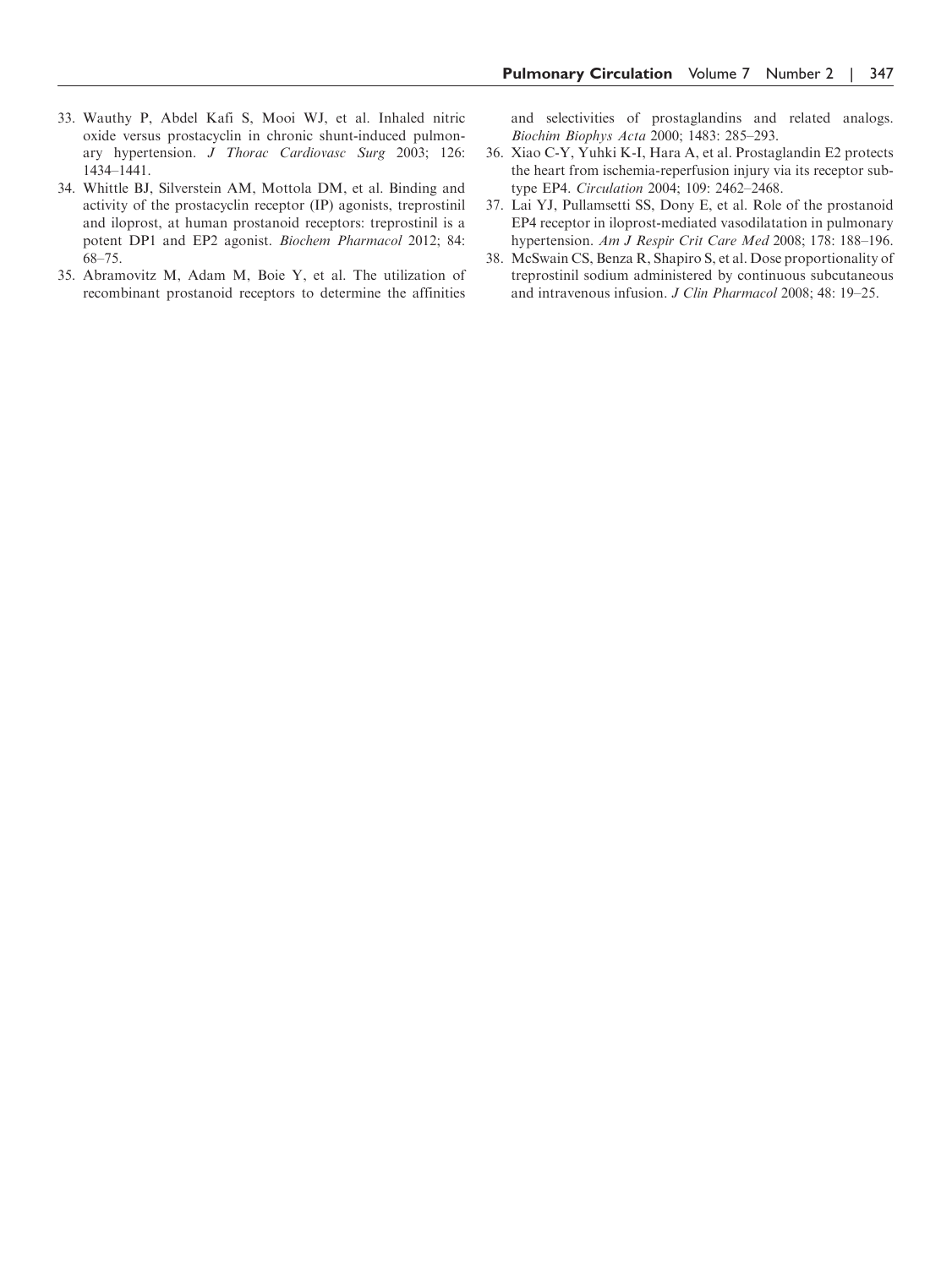33. Wauthy P, Abdel Kafi S, Mooi WJ, et al. Inhaled nitric oxide versus prostacyclin in chronic shunt-induced pulmonary hypertension. *J Thorac Cardiovasc Surg* 2003; 126: 1434–1441.
34. Whittle BJ, Silverstein AM, Mottola DM, et al. Binding and activity of the prostacyclin receptor (IP) agonists, treprostinil and iloprost, at human prostanoid receptors: treprostinil is a potent DP1 and EP2 agonist. *Biochem Pharmacol* 2012; 84: 68–75.
35. Abramovitz M, Adam M, Boie Y, et al. The utilization of recombinant prostanoid receptors to determine the affinities and selectivities of prostaglandins and related analogs. *Biochim Biophys Acta* 2000; 1483: 285–293.
36. Xiao C-Y, Yuhki K-I, Hara A, et al. Prostaglandin E2 protects the heart from ischemia-reperfusion injury via its receptor subtype EP4. *Circulation* 2004; 109: 2462–2468.
37. Lai YJ, Pullamsetti SS, Dony E, et al. Role of the prostanoid EP4 receptor in iloprost-mediated vasodilatation in pulmonary hypertension. *Am J Respir Crit Care Med* 2008; 178: 188–196.
38. McSwain CS, Benza R, Shapiro S, et al. Dose proportionality of treprostinil sodium administered by continuous subcutaneous and intravenous infusion. *J Clin Pharmacol* 2008; 48: 19–25.